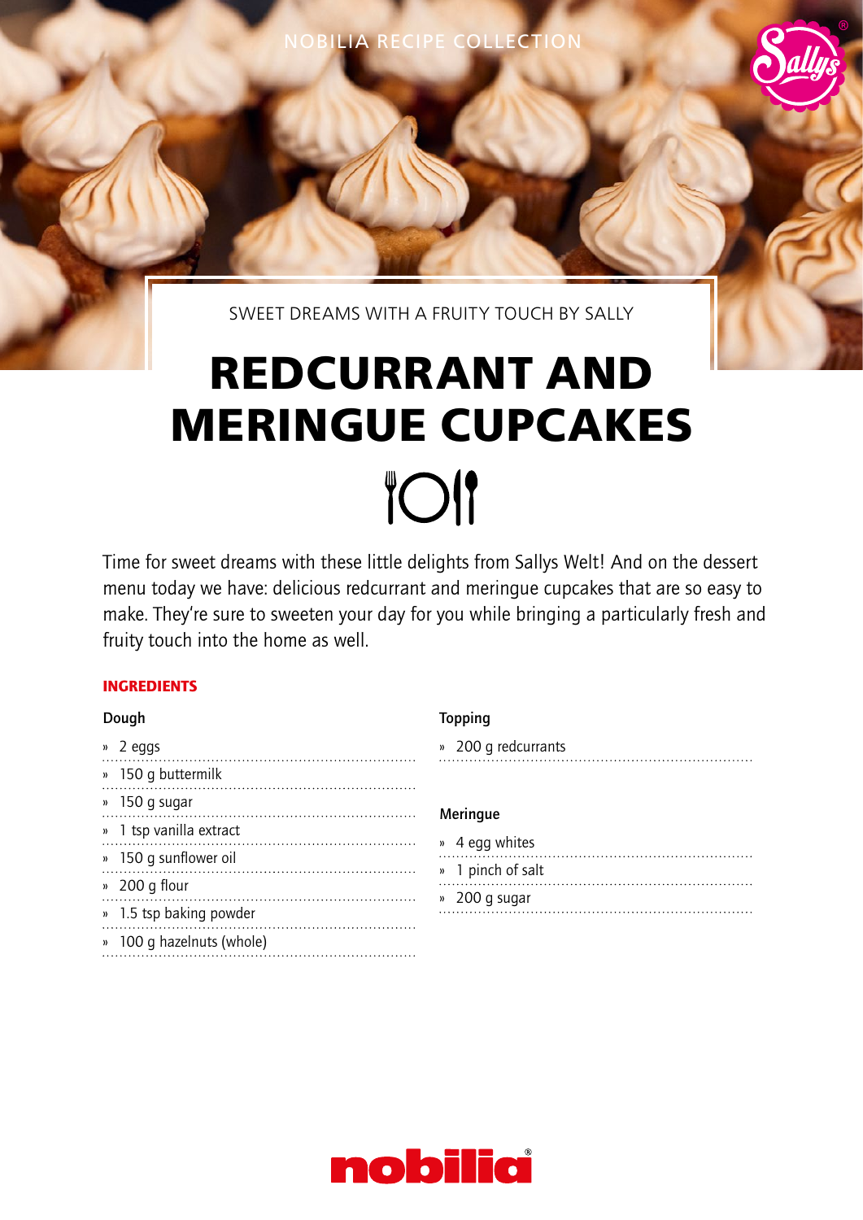NOBILIA RECIPE COLLECTION

SWEET DREAMS WITH A FRUITY TOUCH BY SALLY

# REDCURRANT AND MERINGUE CUPCAKES

Time for sweet dreams with these little delights from Sallys Welt! And on the dessert menu today we have: delicious redcurrant and meringue cupcakes that are so easy to make. They're sure to sweeten your day for you while bringing a particularly fresh and fruity touch into the home as well.

## INGREDIENTS

### Dough

- 2 eggs
- 150 g buttermilk
- 150 g sugar
- 1 tsp vanilla extract
- 150 g sunflower oil
- 200 g flour
- 1.5 tsp baking powder
- 100 g hazelnuts (whole)

### Topping

- 200 g redcurrants

### Meringue

- 4 egg whites
- 1 pinch of salt
- 200 g sugar

nobilia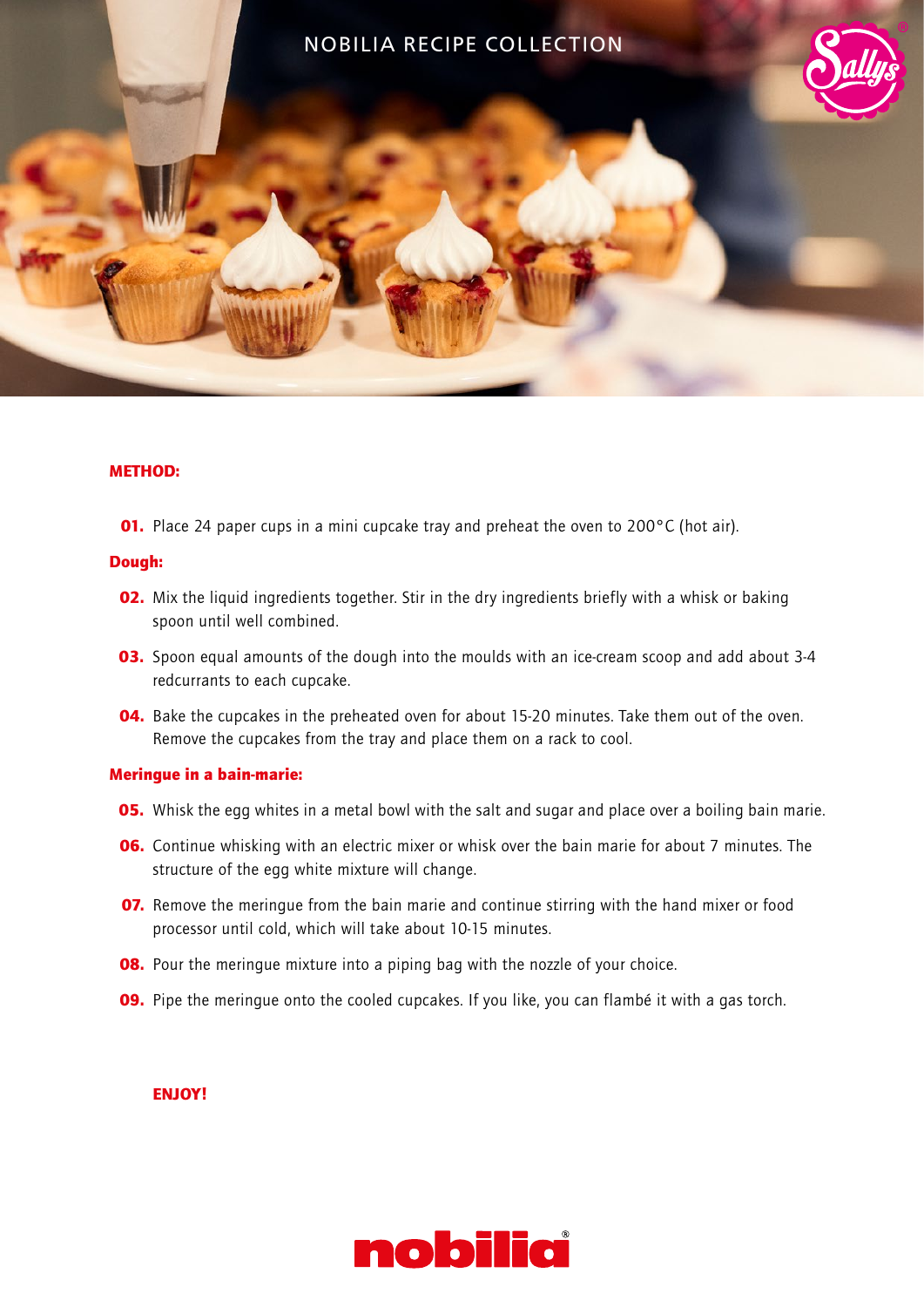**METHOD:**

**01.** Place 24 paper cups in a mini cupcake tray and preheat the oven to 200°C (hot air).

**Dough:**

**02.** Mix the liquid ingredients together. Stir in the dry ingredients briefly with a whisk or baking spoon until well combined.

**03.** Spoon equal amounts of the dough into the moulds with an ice-cream scoop and add about 3-4 redcurrants to each cupcake.

**04.** Bake the cupcakes in the preheated oven for about 15-20 minutes. Take them out of the oven. Remove the cupcakes from the tray and place them on a rack to cool.

**Meringue in a bain-marie:**

**05.** Whisk the egg whites in a metal bowl with the salt and sugar and place over a boiling bain marie.

**06.** Continue whisking with an electric mixer or whisk over the bain marie for about 7 minutes. The structure of the egg white mixture will change.

**07.** Remove the meringue from the bain marie and continue stirring with the hand mixer or food processor until cold, which will take about 10-15 minutes.

**08.** Pour the meringue mixture into a piping bag with the nozzle of your choice.

**09.** Pipe the meringue onto the cooled cupcakes. If you like, you can flambé it with a gas torch.

**ENJOY!**